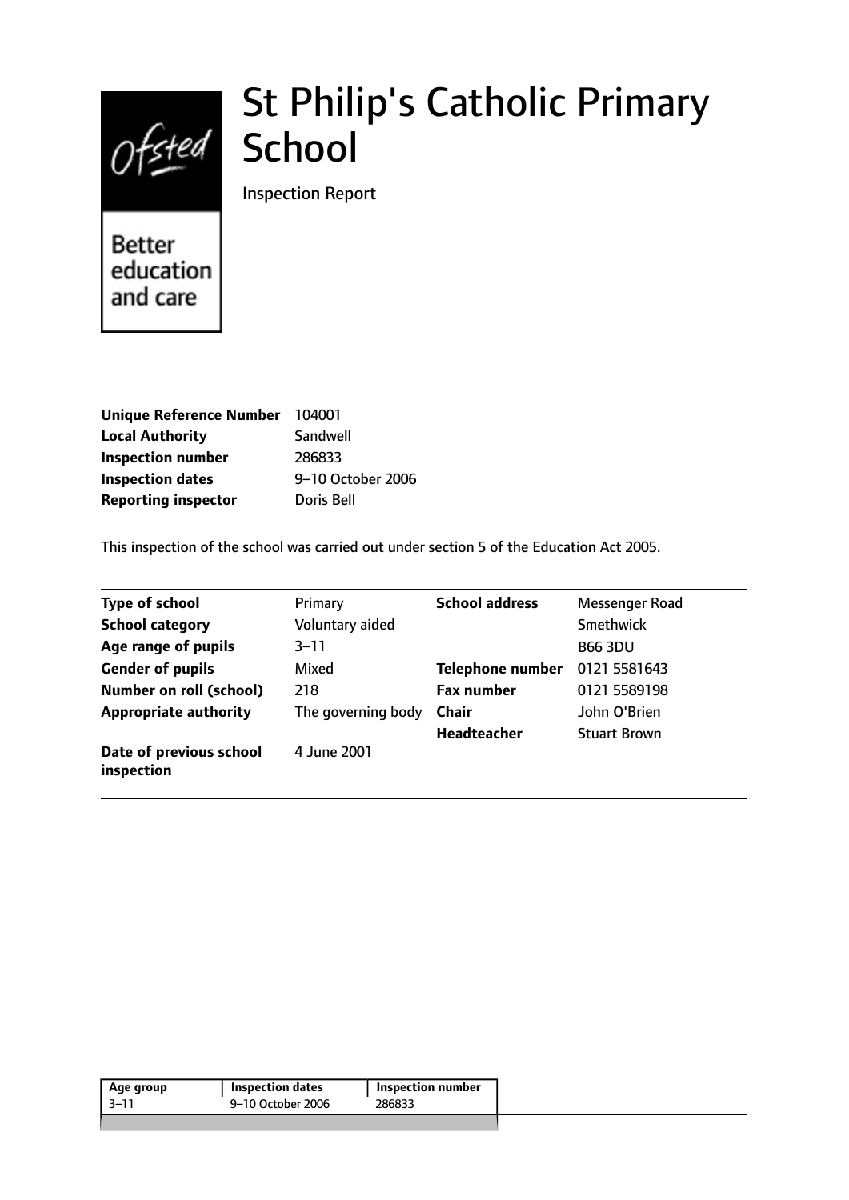# St Philip's Catholic Primary School

Inspection Report

Better education and care

| | |
|---|---|
| **Unique Reference Number** | 104001 |
| **Local Authority** | Sandwell |
| **Inspection number** | 286833 |
| **Inspection dates** | 9–10 October 2006 |
| **Reporting inspector** | Doris Bell |

This inspection of the school was carried out under section 5 of the Education Act 2005.

| | | | |
|---|---|---|---|
| **Type of school** | Primary | **School address** | Messenger Road |
| **School category** | Voluntary aided | | Smethwick |
| **Age range of pupils** | 3–11 | | B66 3DU |
| **Gender of pupils** | Mixed | **Telephone number** | 0121 5581643 |
| **Number on roll (school)** | 218 | **Fax number** | 0121 5589198 |
| **Appropriate authority** | The governing body | **Chair** | John O'Brien |
| | | **Headteacher** | Stuart Brown |
| **Date of previous school inspection** | 4 June 2001 | | |

| Age group | Inspection dates | Inspection number |
|---|---|---|
| 3–11 | 9–10 October 2006 | 286833 |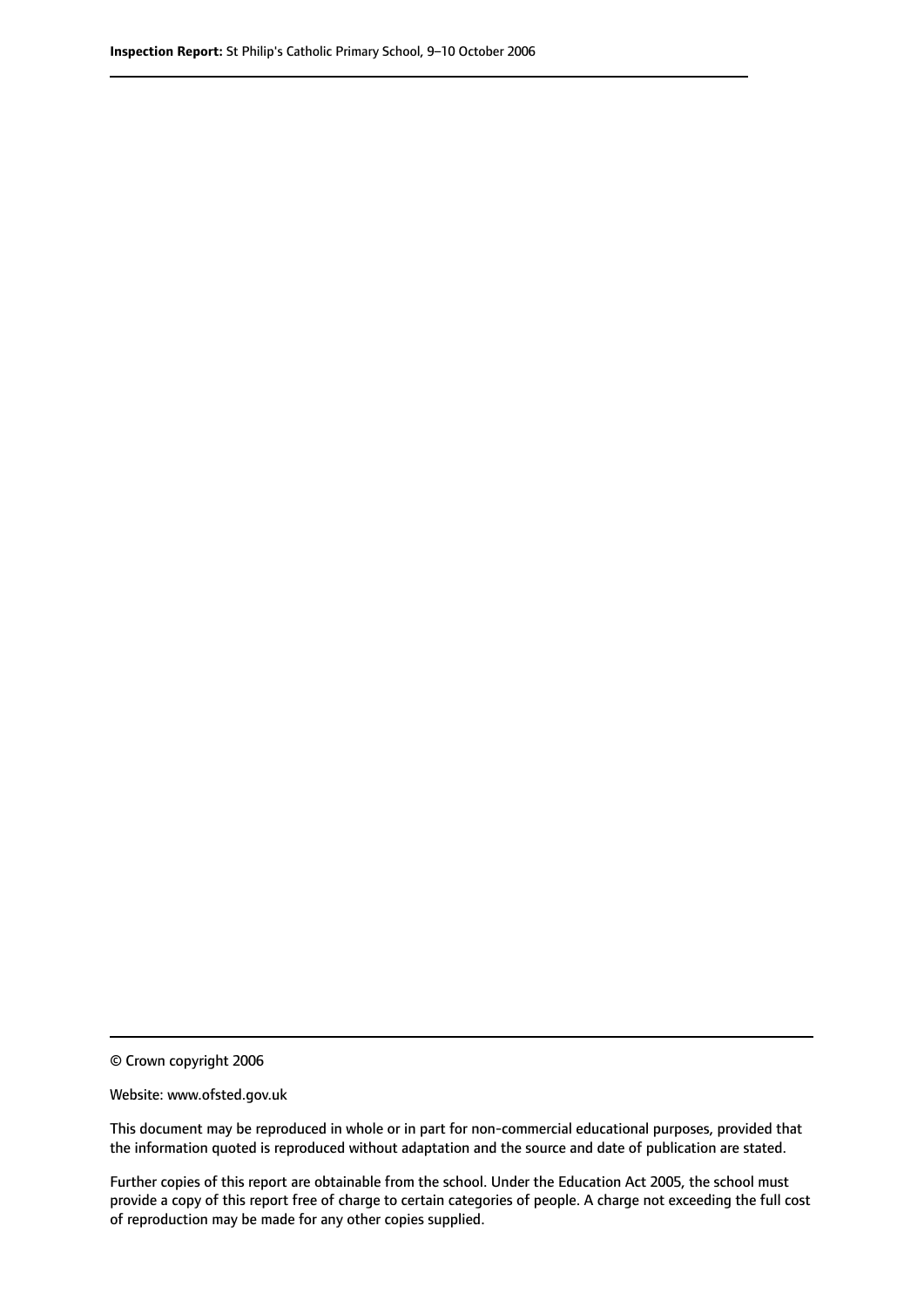© Crown copyright 2006

Website: www.ofsted.gov.uk

This document may be reproduced in whole or in part for non-commercial educational purposes, provided that the information quoted is reproduced without adaptation and the source and date of publication are stated.

Further copies of this report are obtainable from the school. Under the Education Act 2005, the school must provide a copy of this report free of charge to certain categories of people. A charge not exceeding the full cost of reproduction may be made for any other copies supplied.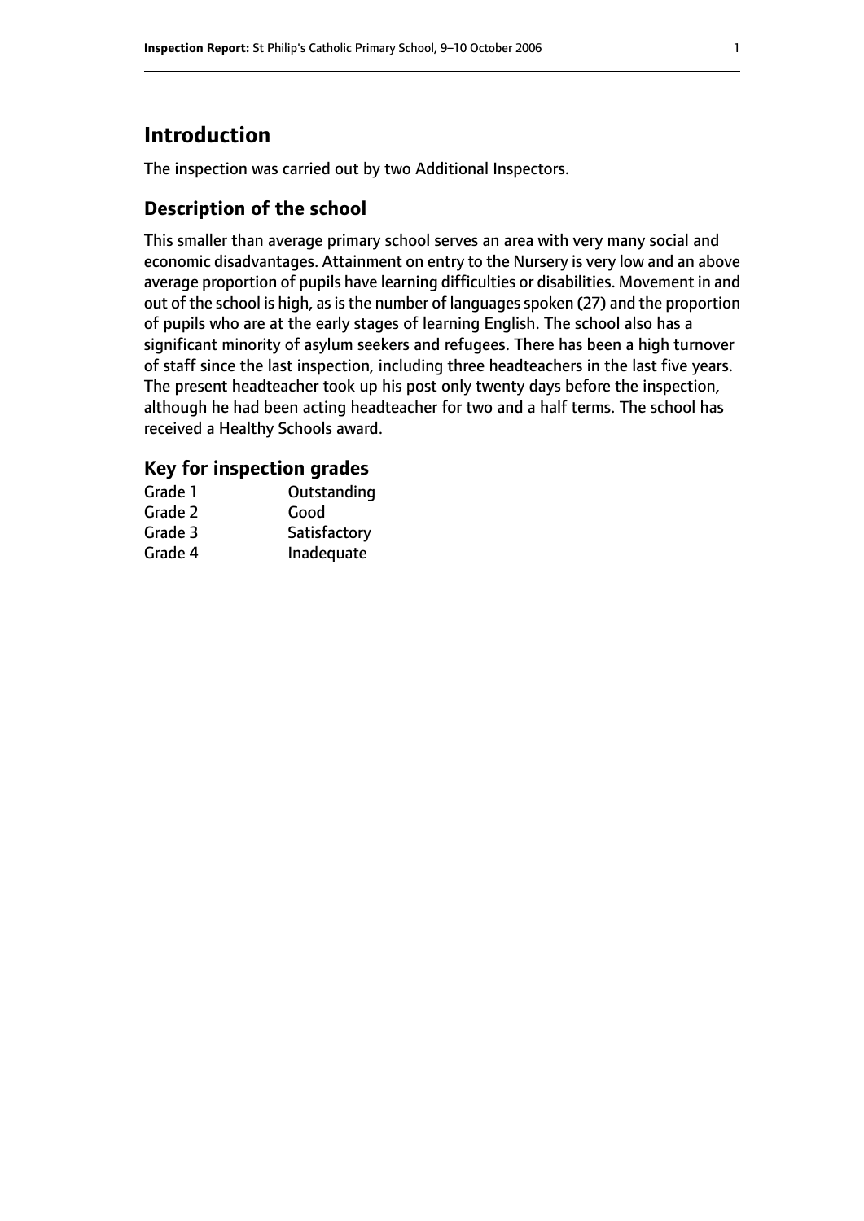# Introduction

The inspection was carried out by two Additional Inspectors.

## Description of the school

This smaller than average primary school serves an area with very many social and economic disadvantages. Attainment on entry to the Nursery is very low and an above average proportion of pupils have learning difficulties or disabilities. Movement in and out of the school is high, as is the number of languages spoken (27) and the proportion of pupils who are at the early stages of learning English. The school also has a significant minority of asylum seekers and refugees. There has been a high turnover of staff since the last inspection, including three headteachers in the last five years. The present headteacher took up his post only twenty days before the inspection, although he had been acting headteacher for two and a half terms. The school has received a Healthy Schools award.

## Key for inspection grades

| | |
|---|---|
| Grade 1 | Outstanding |
| Grade 2 | Good |
| Grade 3 | Satisfactory |
| Grade 4 | Inadequate |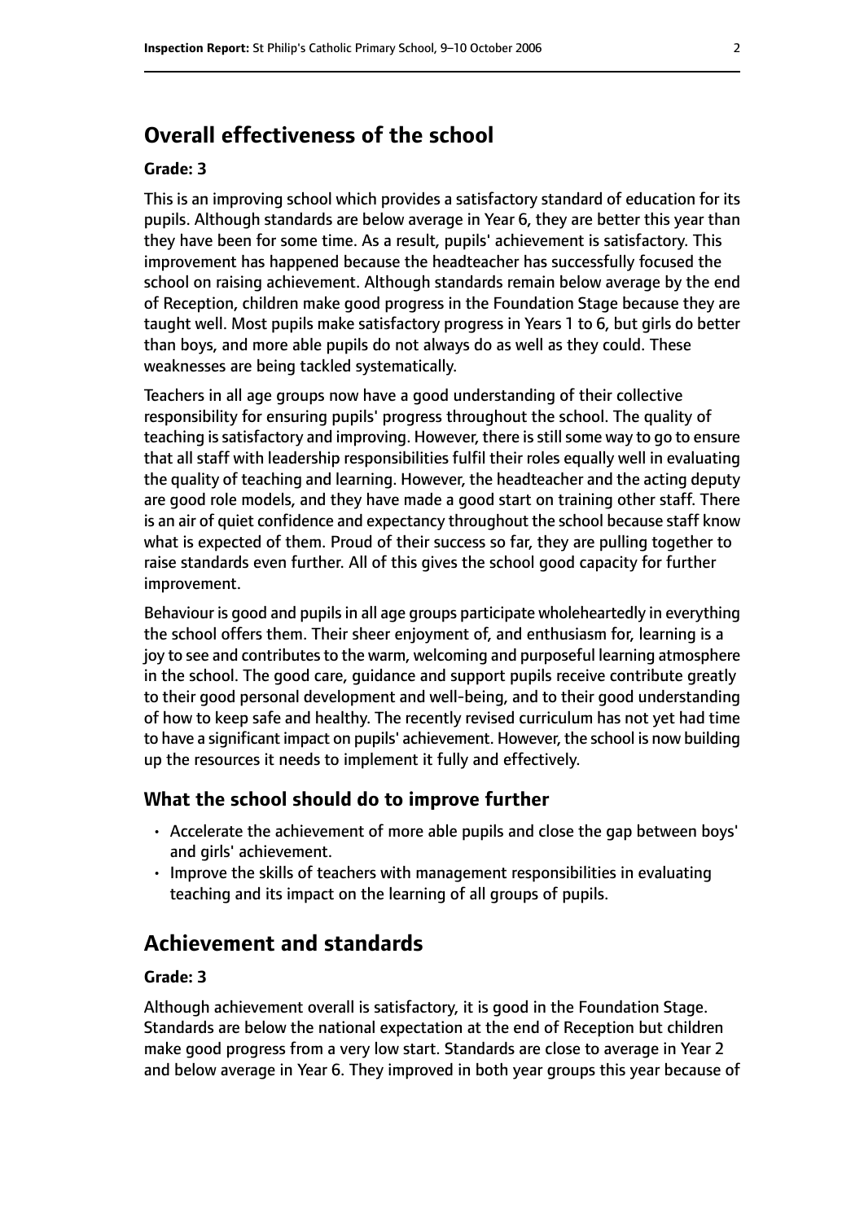## Overall effectiveness of the school

**Grade: 3**

This is an improving school which provides a satisfactory standard of education for its pupils. Although standards are below average in Year 6, they are better this year than they have been for some time. As a result, pupils' achievement is satisfactory. This improvement has happened because the headteacher has successfully focused the school on raising achievement. Although standards remain below average by the end of Reception, children make good progress in the Foundation Stage because they are taught well. Most pupils make satisfactory progress in Years 1 to 6, but girls do better than boys, and more able pupils do not always do as well as they could. These weaknesses are being tackled systematically.

Teachers in all age groups now have a good understanding of their collective responsibility for ensuring pupils' progress throughout the school. The quality of teaching is satisfactory and improving. However, there is still some way to go to ensure that all staff with leadership responsibilities fulfil their roles equally well in evaluating the quality of teaching and learning. However, the headteacher and the acting deputy are good role models, and they have made a good start on training other staff. There is an air of quiet confidence and expectancy throughout the school because staff know what is expected of them. Proud of their success so far, they are pulling together to raise standards even further. All of this gives the school good capacity for further improvement.

Behaviour is good and pupils in all age groups participate wholeheartedly in everything the school offers them. Their sheer enjoyment of, and enthusiasm for, learning is a joy to see and contributes to the warm, welcoming and purposeful learning atmosphere in the school. The good care, guidance and support pupils receive contribute greatly to their good personal development and well-being, and to their good understanding of how to keep safe and healthy. The recently revised curriculum has not yet had time to have a significant impact on pupils' achievement. However, the school is now building up the resources it needs to implement it fully and effectively.

### What the school should do to improve further

- Accelerate the achievement of more able pupils and close the gap between boys' and girls' achievement.
- Improve the skills of teachers with management responsibilities in evaluating teaching and its impact on the learning of all groups of pupils.

## Achievement and standards

**Grade: 3**

Although achievement overall is satisfactory, it is good in the Foundation Stage. Standards are below the national expectation at the end of Reception but children make good progress from a very low start. Standards are close to average in Year 2 and below average in Year 6. They improved in both year groups this year because of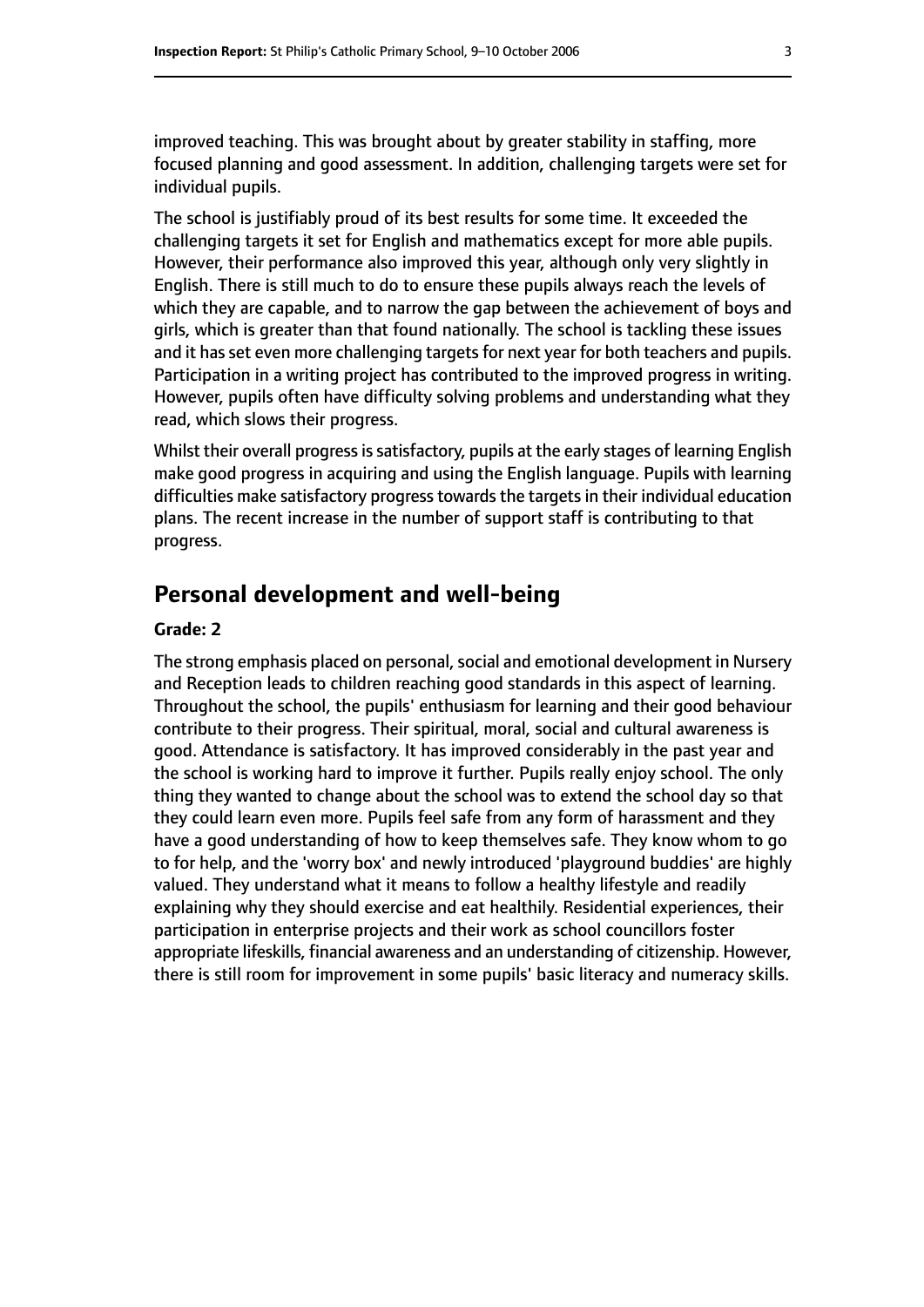improved teaching. This was brought about by greater stability in staffing, more focused planning and good assessment. In addition, challenging targets were set for individual pupils.

The school is justifiably proud of its best results for some time. It exceeded the challenging targets it set for English and mathematics except for more able pupils. However, their performance also improved this year, although only very slightly in English. There is still much to do to ensure these pupils always reach the levels of which they are capable, and to narrow the gap between the achievement of boys and girls, which is greater than that found nationally. The school is tackling these issues and it has set even more challenging targets for next year for both teachers and pupils. Participation in a writing project has contributed to the improved progress in writing. However, pupils often have difficulty solving problems and understanding what they read, which slows their progress.

Whilst their overall progress is satisfactory, pupils at the early stages of learning English make good progress in acquiring and using the English language. Pupils with learning difficulties make satisfactory progress towards the targets in their individual education plans. The recent increase in the number of support staff is contributing to that progress.

## Personal development and well-being

**Grade: 2**

The strong emphasis placed on personal, social and emotional development in Nursery and Reception leads to children reaching good standards in this aspect of learning. Throughout the school, the pupils' enthusiasm for learning and their good behaviour contribute to their progress. Their spiritual, moral, social and cultural awareness is good. Attendance is satisfactory. It has improved considerably in the past year and the school is working hard to improve it further. Pupils really enjoy school. The only thing they wanted to change about the school was to extend the school day so that they could learn even more. Pupils feel safe from any form of harassment and they have a good understanding of how to keep themselves safe. They know whom to go to for help, and the 'worry box' and newly introduced 'playground buddies' are highly valued. They understand what it means to follow a healthy lifestyle and readily explaining why they should exercise and eat healthily. Residential experiences, their participation in enterprise projects and their work as school councillors foster appropriate lifeskills, financial awareness and an understanding of citizenship. However, there is still room for improvement in some pupils' basic literacy and numeracy skills.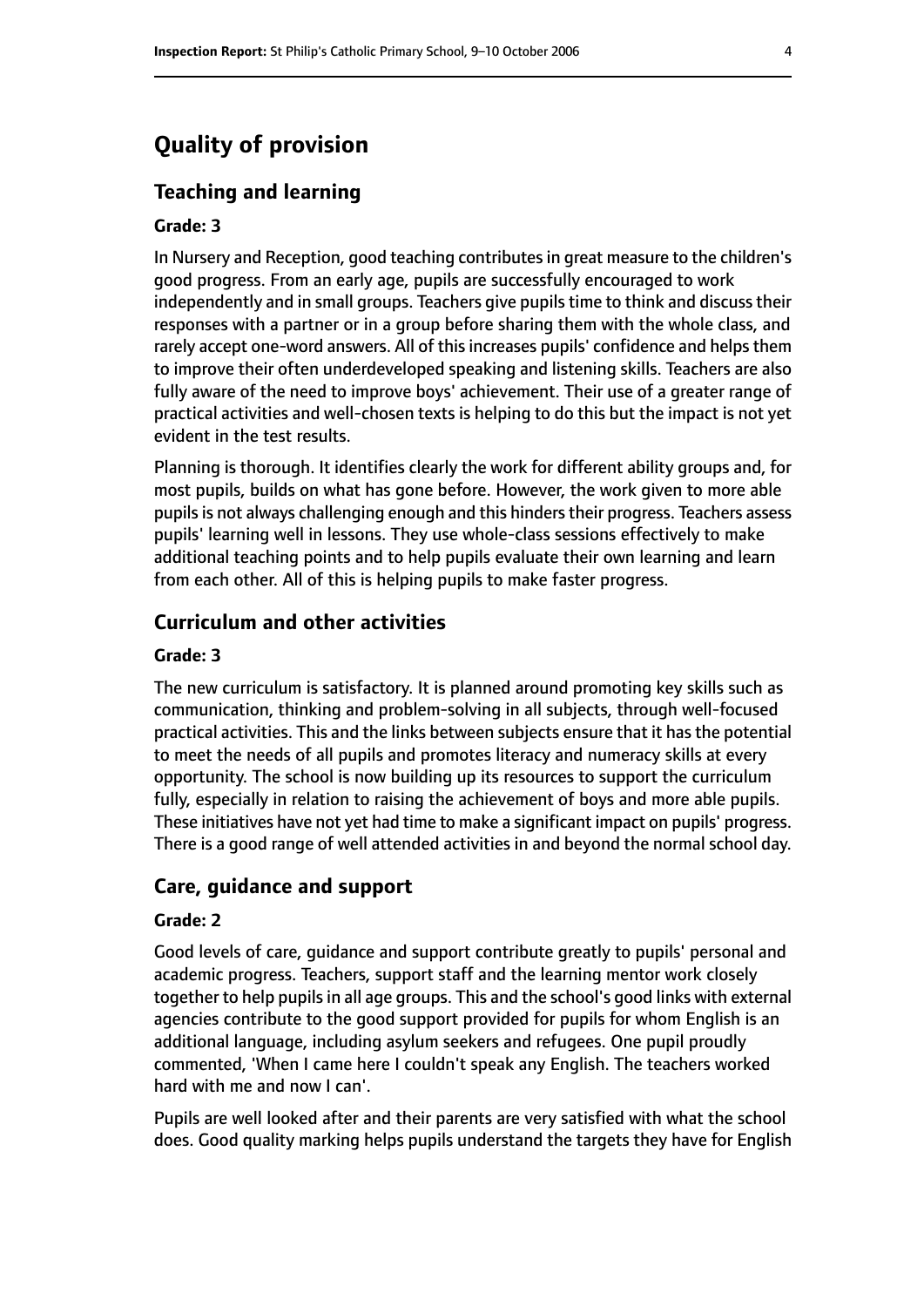# Quality of provision

## Teaching and learning

### Grade: 3

In Nursery and Reception, good teaching contributes in great measure to the children's good progress. From an early age, pupils are successfully encouraged to work independently and in small groups. Teachers give pupils time to think and discuss their responses with a partner or in a group before sharing them with the whole class, and rarely accept one-word answers. All of this increases pupils' confidence and helps them to improve their often underdeveloped speaking and listening skills. Teachers are also fully aware of the need to improve boys' achievement. Their use of a greater range of practical activities and well-chosen texts is helping to do this but the impact is not yet evident in the test results.

Planning is thorough. It identifies clearly the work for different ability groups and, for most pupils, builds on what has gone before. However, the work given to more able pupils is not always challenging enough and this hinders their progress. Teachers assess pupils' learning well in lessons. They use whole-class sessions effectively to make additional teaching points and to help pupils evaluate their own learning and learn from each other. All of this is helping pupils to make faster progress.

## Curriculum and other activities

### Grade: 3

The new curriculum is satisfactory. It is planned around promoting key skills such as communication, thinking and problem-solving in all subjects, through well-focused practical activities. This and the links between subjects ensure that it has the potential to meet the needs of all pupils and promotes literacy and numeracy skills at every opportunity. The school is now building up its resources to support the curriculum fully, especially in relation to raising the achievement of boys and more able pupils. These initiatives have not yet had time to make a significant impact on pupils' progress. There is a good range of well attended activities in and beyond the normal school day.

## Care, guidance and support

### Grade: 2

Good levels of care, guidance and support contribute greatly to pupils' personal and academic progress. Teachers, support staff and the learning mentor work closely together to help pupils in all age groups. This and the school's good links with external agencies contribute to the good support provided for pupils for whom English is an additional language, including asylum seekers and refugees. One pupil proudly commented, 'When I came here I couldn't speak any English. The teachers worked hard with me and now I can'.

Pupils are well looked after and their parents are very satisfied with what the school does. Good quality marking helps pupils understand the targets they have for English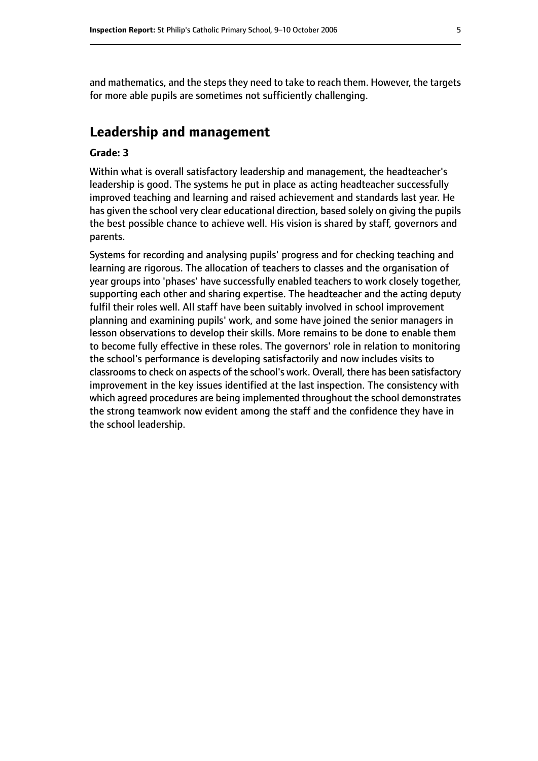and mathematics, and the steps they need to take to reach them. However, the targets for more able pupils are sometimes not sufficiently challenging.

## Leadership and management

**Grade: 3**

Within what is overall satisfactory leadership and management, the headteacher's leadership is good. The systems he put in place as acting headteacher successfully improved teaching and learning and raised achievement and standards last year. He has given the school very clear educational direction, based solely on giving the pupils the best possible chance to achieve well. His vision is shared by staff, governors and parents.

Systems for recording and analysing pupils' progress and for checking teaching and learning are rigorous. The allocation of teachers to classes and the organisation of year groups into 'phases' have successfully enabled teachers to work closely together, supporting each other and sharing expertise. The headteacher and the acting deputy fulfil their roles well. All staff have been suitably involved in school improvement planning and examining pupils' work, and some have joined the senior managers in lesson observations to develop their skills. More remains to be done to enable them to become fully effective in these roles. The governors' role in relation to monitoring the school's performance is developing satisfactorily and now includes visits to classrooms to check on aspects of the school's work. Overall, there has been satisfactory improvement in the key issues identified at the last inspection. The consistency with which agreed procedures are being implemented throughout the school demonstrates the strong teamwork now evident among the staff and the confidence they have in the school leadership.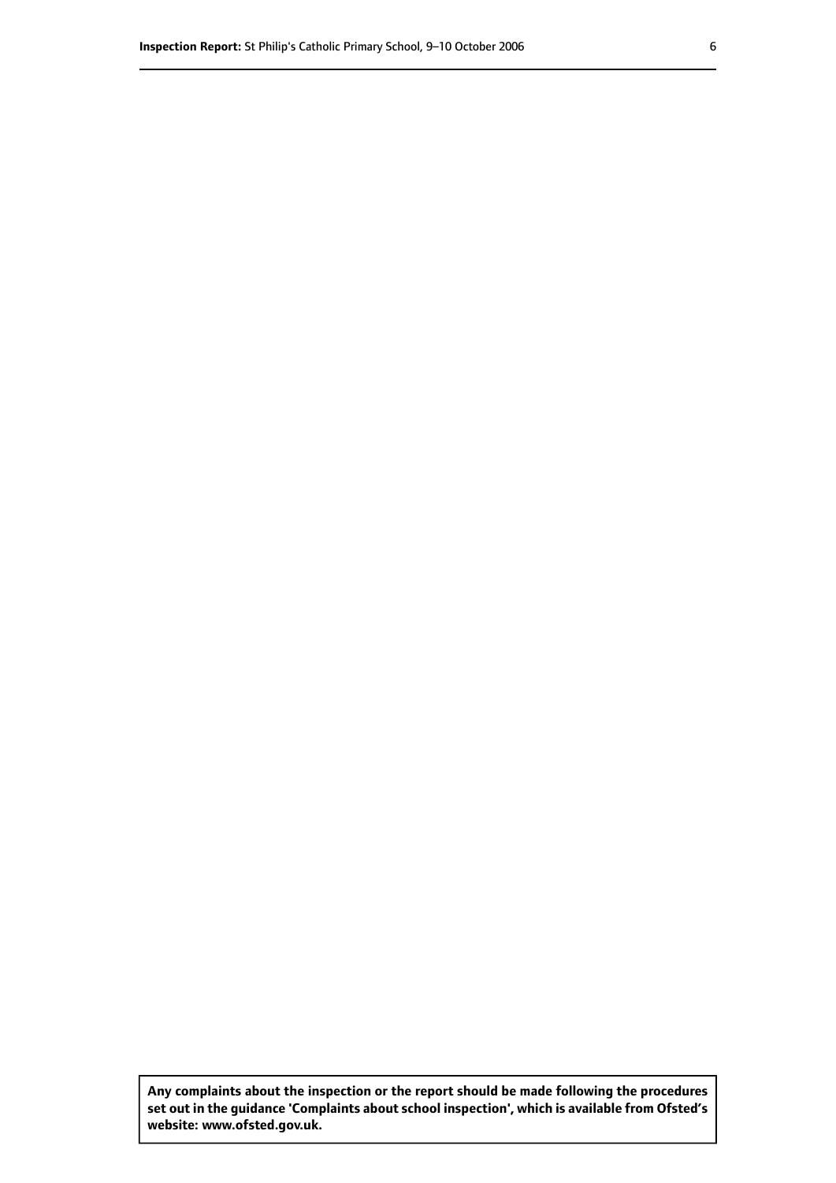**Any complaints about the inspection or the report should be made following the procedures set out in the guidance 'Complaints about school inspection', which is available from Ofsted's website: www.ofsted.gov.uk.**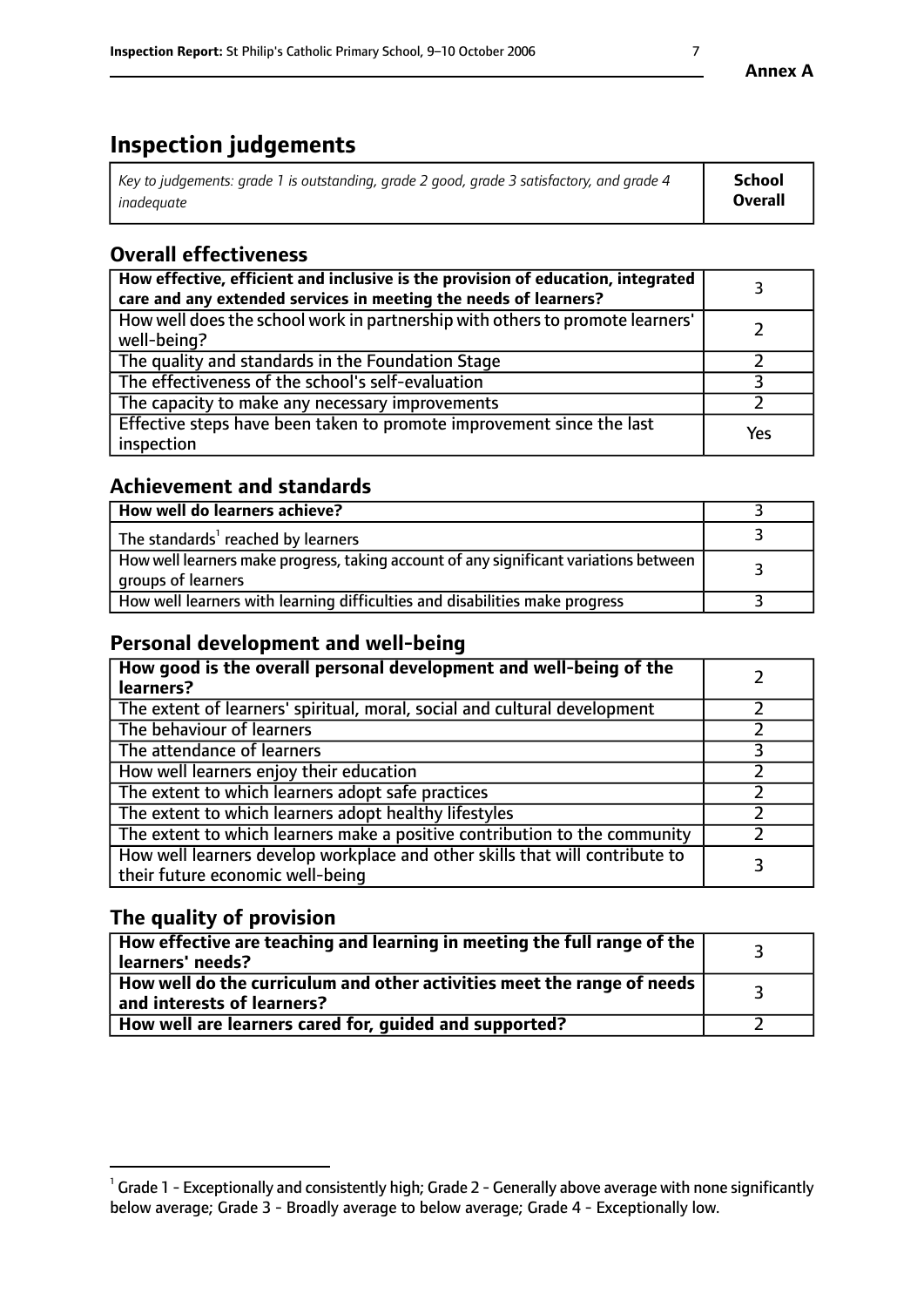# Inspection judgements

| *Key to judgements: grade 1 is outstanding, grade 2 good, grade 3 satisfactory, and grade 4 inadequate* | **School Overall** |
|---|---|

## Overall effectiveness

| | |
|---|---|
| **How effective, efficient and inclusive is the provision of education, integrated care and any extended services in meeting the needs of learners?** | 3 |
| How well does the school work in partnership with others to promote learners' well-being? | 2 |
| The quality and standards in the Foundation Stage | 2 |
| The effectiveness of the school's self-evaluation | 3 |
| The capacity to make any necessary improvements | 2 |
| Effective steps have been taken to promote improvement since the last inspection | Yes |

## Achievement and standards

| | |
|---|---|
| **How well do learners achieve?** | 3 |
| The standards[1] reached by learners | 3 |
| How well learners make progress, taking account of any significant variations between groups of learners | 3 |
| How well learners with learning difficulties and disabilities make progress | 3 |

## Personal development and well-being

| | |
|---|---|
| **How good is the overall personal development and well-being of the learners?** | 2 |
| The extent of learners' spiritual, moral, social and cultural development | 2 |
| The behaviour of learners | 2 |
| The attendance of learners | 3 |
| How well learners enjoy their education | 2 |
| The extent to which learners adopt safe practices | 2 |
| The extent to which learners adopt healthy lifestyles | 2 |
| The extent to which learners make a positive contribution to the community | 2 |
| How well learners develop workplace and other skills that will contribute to their future economic well-being | 3 |

## The quality of provision

| | |
|---|---|
| **How effective are teaching and learning in meeting the full range of the learners' needs?** | 3 |
| **How well do the curriculum and other activities meet the range of needs and interests of learners?** | 3 |
| **How well are learners cared for, guided and supported?** | 2 |

[1] Grade 1 - Exceptionally and consistently high; Grade 2 - Generally above average with none significantly below average; Grade 3 - Broadly average to below average; Grade 4 - Exceptionally low.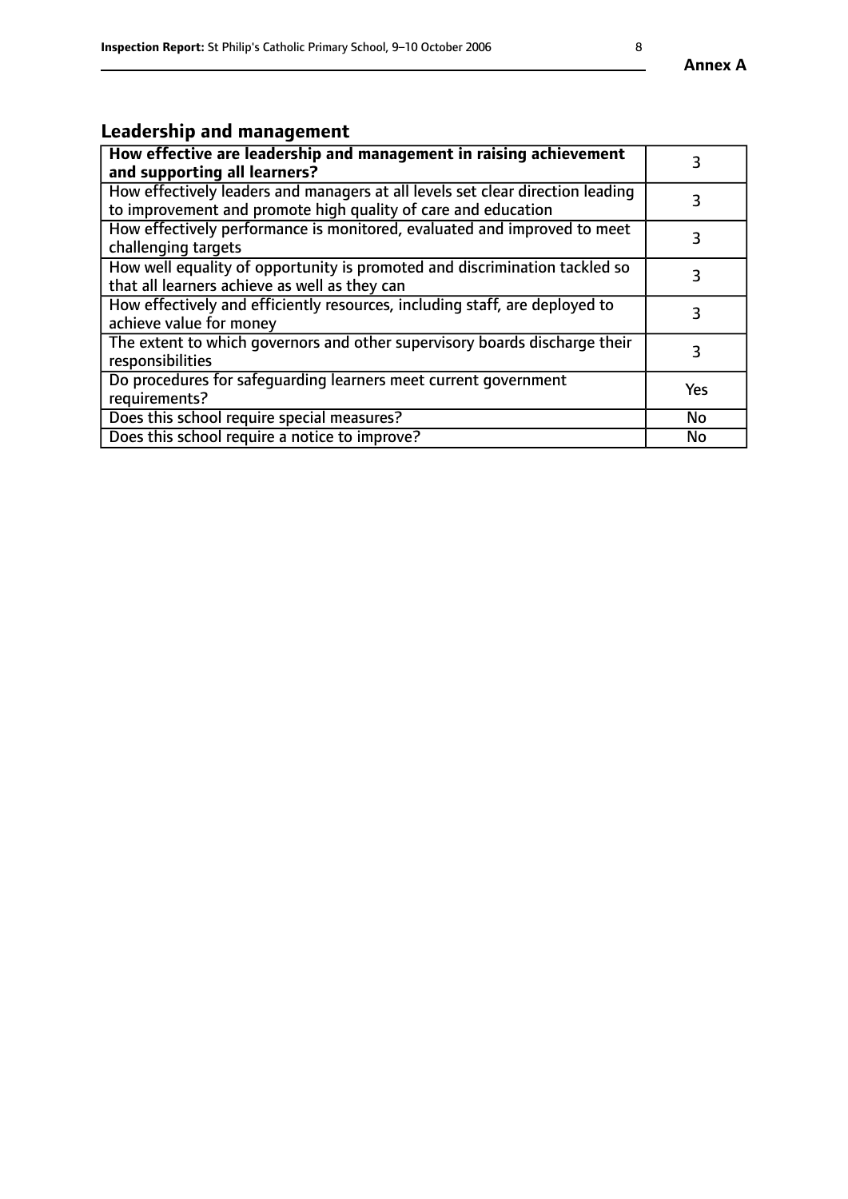## Leadership and management

| **How effective are leadership and management in raising achievement and supporting all learners?** | 3 |
|---|---|
| How effectively leaders and managers at all levels set clear direction leading to improvement and promote high quality of care and education | 3 |
| How effectively performance is monitored, evaluated and improved to meet challenging targets | 3 |
| How well equality of opportunity is promoted and discrimination tackled so that all learners achieve as well as they can | 3 |
| How effectively and efficiently resources, including staff, are deployed to achieve value for money | 3 |
| The extent to which governors and other supervisory boards discharge their responsibilities | 3 |
| Do procedures for safeguarding learners meet current government requirements? | Yes |
| Does this school require special measures? | No |
| Does this school require a notice to improve? | No |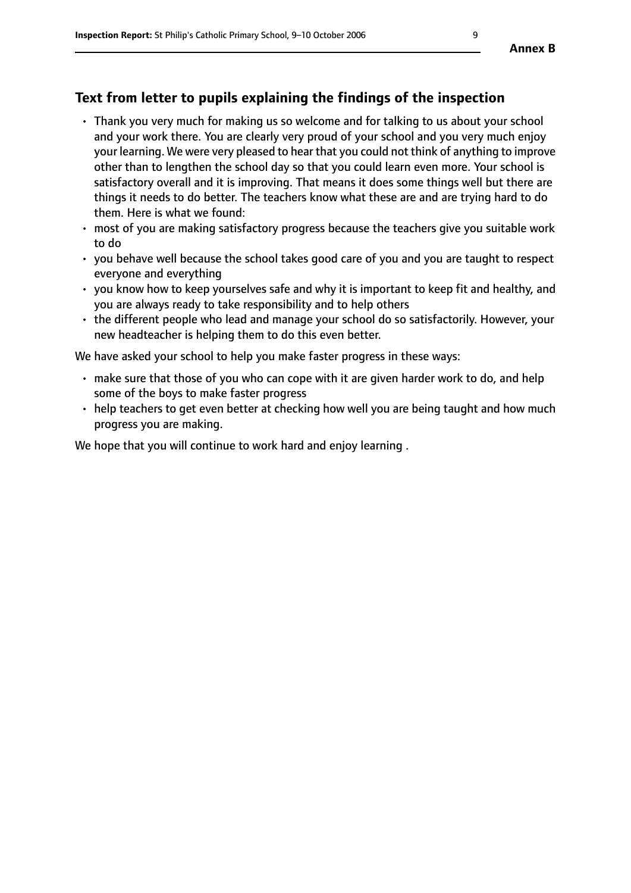## Text from letter to pupils explaining the findings of the inspection

- Thank you very much for making us so welcome and for talking to us about your school and your work there. You are clearly very proud of your school and you very much enjoy your learning. We were very pleased to hear that you could not think of anything to improve other than to lengthen the school day so that you could learn even more. Your school is satisfactory overall and it is improving. That means it does some things well but there are things it needs to do better. The teachers know what these are and are trying hard to do them. Here is what we found:
- most of you are making satisfactory progress because the teachers give you suitable work to do
- you behave well because the school takes good care of you and you are taught to respect everyone and everything
- you know how to keep yourselves safe and why it is important to keep fit and healthy, and you are always ready to take responsibility and to help others
- the different people who lead and manage your school do so satisfactorily. However, your new headteacher is helping them to do this even better.

We have asked your school to help you make faster progress in these ways:

- make sure that those of you who can cope with it are given harder work to do, and help some of the boys to make faster progress
- help teachers to get even better at checking how well you are being taught and how much progress you are making.

We hope that you will continue to work hard and enjoy learning .